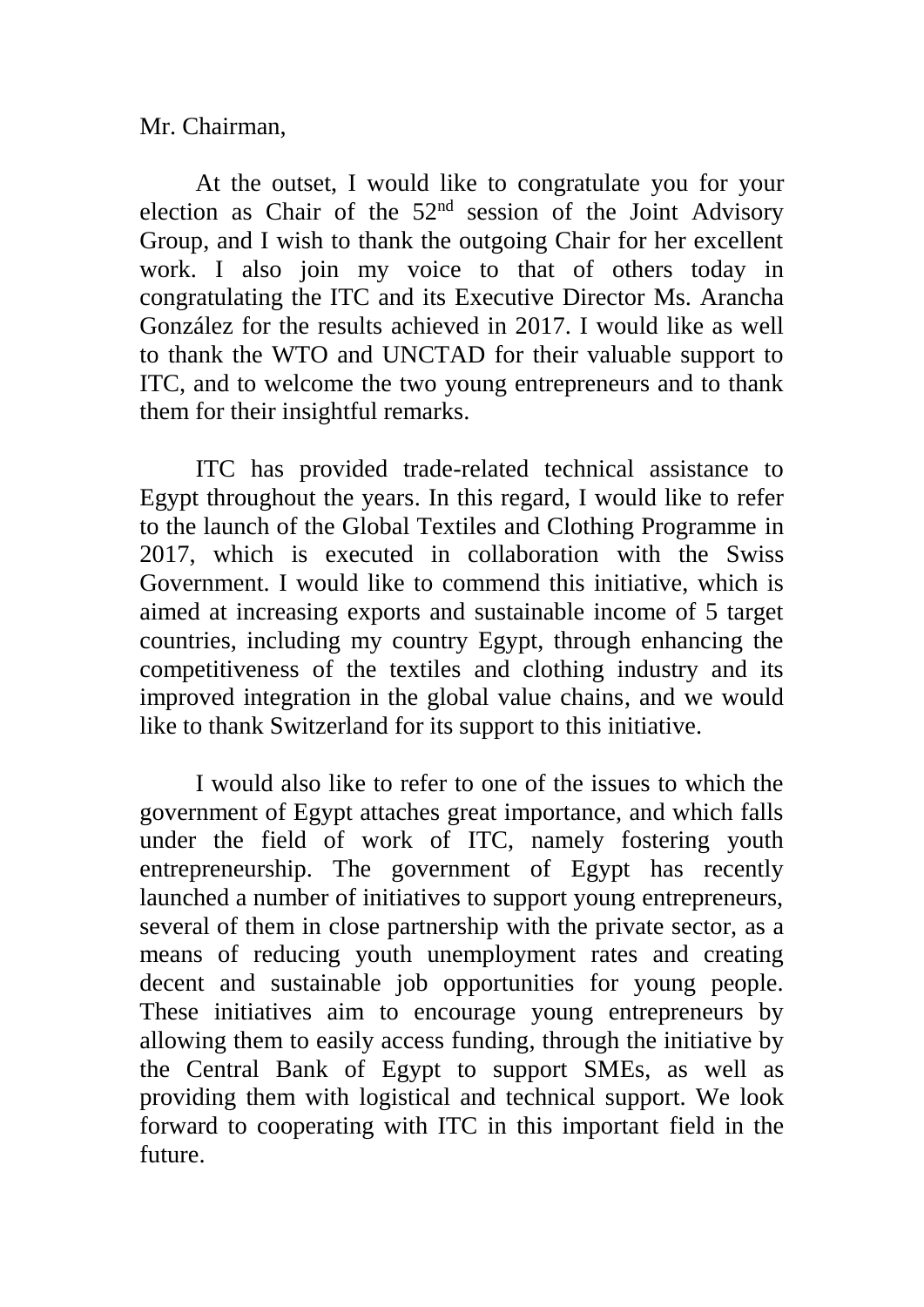Mr. Chairman,

At the outset, I would like to congratulate you for your election as Chair of the 52nd session of the Joint Advisory Group, and I wish to thank the outgoing Chair for her excellent work. I also join my voice to that of others today in congratulating the ITC and its Executive Director Ms. Arancha González for the results achieved in 2017. I would like as well to thank the WTO and UNCTAD for their valuable support to ITC, and to welcome the two young entrepreneurs and to thank them for their insightful remarks.

ITC has provided trade-related technical assistance to Egypt throughout the years. In this regard, I would like to refer to the launch of the Global Textiles and Clothing Programme in 2017, which is executed in collaboration with the Swiss Government. I would like to commend this initiative, which is aimed at increasing exports and sustainable income of 5 target countries, including my country Egypt, through enhancing the competitiveness of the textiles and clothing industry and its improved integration in the global value chains, and we would like to thank Switzerland for its support to this initiative.

I would also like to refer to one of the issues to which the government of Egypt attaches great importance, and which falls under the field of work of ITC, namely fostering youth entrepreneurship. The government of Egypt has recently launched a number of initiatives to support young entrepreneurs, several of them in close partnership with the private sector, as a means of reducing youth unemployment rates and creating decent and sustainable job opportunities for young people. These initiatives aim to encourage young entrepreneurs by allowing them to easily access funding, through the initiative by the Central Bank of Egypt to support SMEs, as well as providing them with logistical and technical support. We look forward to cooperating with ITC in this important field in the future.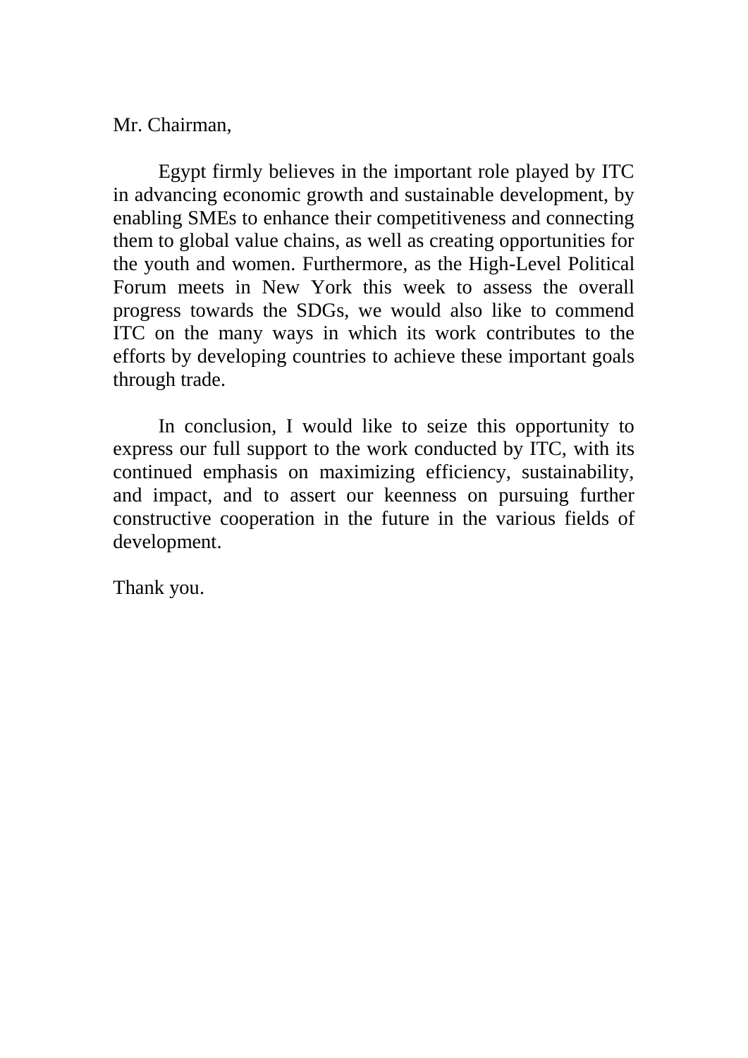Mr. Chairman,

Egypt firmly believes in the important role played by ITC in advancing economic growth and sustainable development, by enabling SMEs to enhance their competitiveness and connecting them to global value chains, as well as creating opportunities for the youth and women. Furthermore, as the High-Level Political Forum meets in New York this week to assess the overall progress towards the SDGs, we would also like to commend ITC on the many ways in which its work contributes to the efforts by developing countries to achieve these important goals through trade.

In conclusion, I would like to seize this opportunity to express our full support to the work conducted by ITC, with its continued emphasis on maximizing efficiency, sustainability, and impact, and to assert our keenness on pursuing further constructive cooperation in the future in the various fields of development.

Thank you.